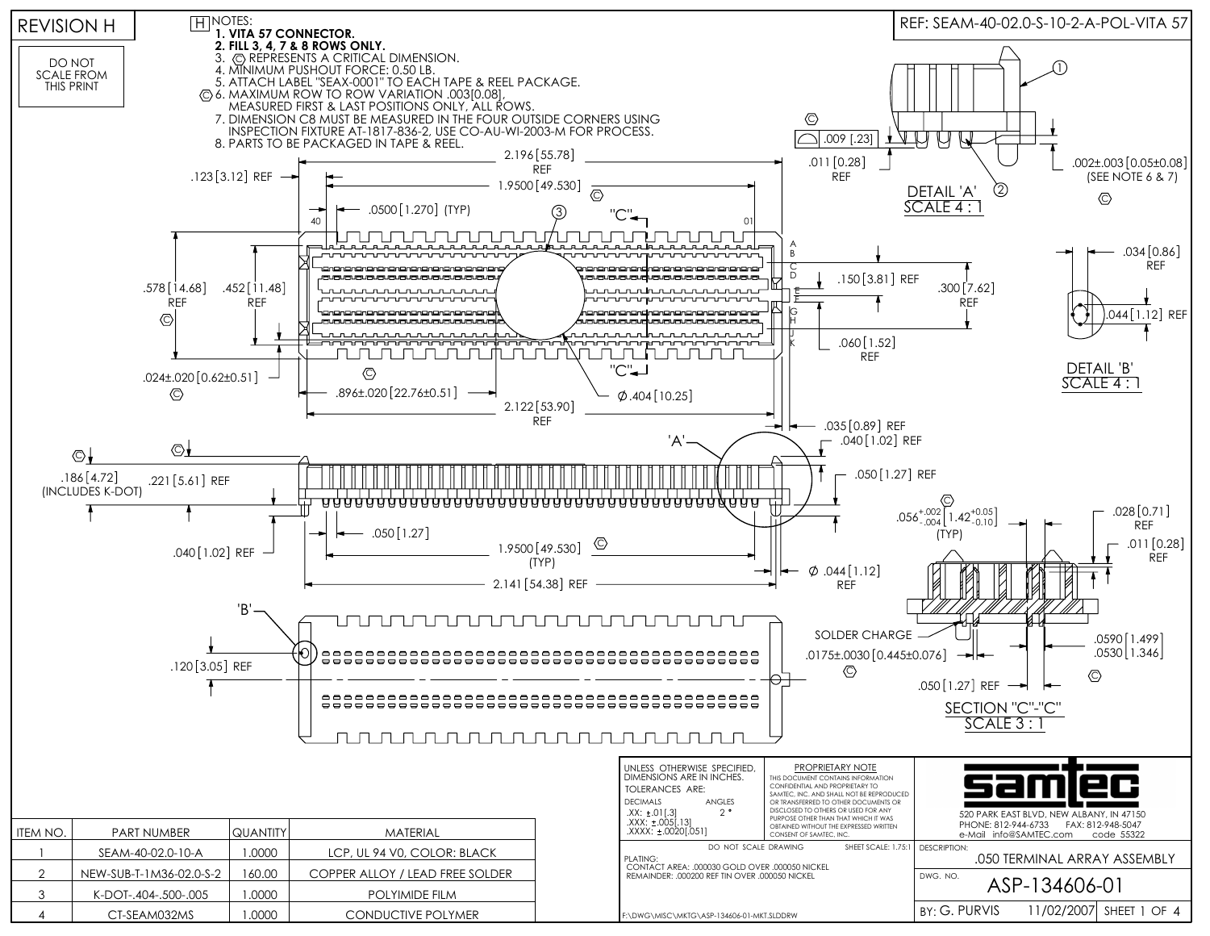REVISION H

DO NOT SCALE FROM THIS PRINT

REF: SEAM-40-02.0-S-10-2-A-POL-VITA 57

## NOTES: (H)

1. **VITA 57 CONNECTOR.**
2. **FILL 3, 4, 7 & 8 ROWS ONLY.**
3. (C) REPRESENTS A CRITICAL DIMENSION.
4. MINIMUM PUSHOUT FORCE: 0.50 LB.
5. ATTACH LABEL "SEAX-0001" TO EACH TAPE & REEL PACKAGE.
6. (C) MAXIMUM ROW TO ROW VARIATION .003[0.08], MEASURED FIRST & LAST POSITIONS ONLY, ALL ROWS.
7. DIMENSION C8 MUST BE MEASURED IN THE FOUR OUTSIDE CORNERS USING INSPECTION FIXTURE AT-1817-836-2, USE CO-AU-WI-2003-M FOR PROCESS.
8. PARTS TO BE PACKAGED IN TAPE & REEL.

2.196 [55.78] REF
.123 [3.12] REF
1.9500 [49.530] (C)
.0500 [1.270] (TYP)
40 01
"C"
A B C D E F G H J K
.578 [14.68] REF (C)
.452 [11.48] REF
.150 [3.81] REF
.300 [7.62] REF
.060 [1.52] REF
.024±.020 [0.62±0.51] (C)
.896±.020 [22.76±0.51] (C)
⌀ .404 [10.25]
2.122 [53.90] REF
.035 [0.89] REF
.040 [1.02] REF

.186 [4.72] (INCLUDES K-DOT) (C)
.221 [5.61] REF (C)
.050 [1.27] REF
.040 [1.02] REF
.050 [1.27]
1.9500 [49.530] (TYP) (C)
2.141 [54.38] REF
⌀ .044 [1.12] REF
'A'
'B'
.120 [3.05] REF

### DETAIL 'A' SCALE 4 : 1

(C) .009 [.23]
.011 [0.28] REF
.002±.003 [0.05±0.08] (SEE NOTE 6 & 7) (C)

### DETAIL 'B' SCALE 4 : 1

.034 [0.86] REF
.044 [1.12] REF

### SECTION "C"-"C" SCALE 3 : 1

(C) $.056^{+.002}_{-.004}$ [$1.42^{+0.05}_{-0.10}$] (TYP)
.028 [0.71] REF
.011 [0.28] REF
SOLDER CHARGE
.0175±.0030 [0.445±0.076] (C)
.0590 [1.499]
.0530 [1.346] (C)
.050 [1.27] REF

| ITEM NO. | PART NUMBER | QUANTITY | MATERIAL |
|---|---|---|---|
| 1 | SEAM-40-02.0-10-A | 1.0000 | LCP, UL 94 V0, COLOR: BLACK |
| 2 | NEW-SUB-T-1M36-02.0-S-2 | 160.00 | COPPER ALLOY / LEAD FREE SOLDER |
| 3 | K-DOT-.404-.500-.005 | 1.0000 | POLYIMIDE FILM |
| 4 | CT-SEAM032MS | 1.0000 | CONDUCTIVE POLYMER |

UNLESS OTHERWISE SPECIFIED, DIMENSIONS ARE IN INCHES.
TOLERANCES ARE:
DECIMALS: .XX: ±.01[.3] .XXX: ±.005[.13] .XXXX: ±.0020[.051]
ANGLES: 2°

PROPRIETARY NOTE
THIS DOCUMENT CONTAINS INFORMATION CONFIDENTIAL AND PROPRIETARY TO SAMTEC, INC. AND SHALL NOT BE REPRODUCED OR TRANSFERRED TO OTHER DOCUMENTS OR DISCLOSED TO OTHERS OR USED FOR ANY PURPOSE OTHER THAN THAT WHICH IT WAS OBTAINED WITHOUT THE EXPRESSED WRITTEN CONSENT OF SAMTEC, INC.

DO NOT SCALE DRAWING — SHEET SCALE: 1.75:1

PLATING:
CONTACT AREA: .000030 GOLD OVER .000050 NICKEL
REMAINDER: .000200 REF TIN OVER .000050 NICKEL

F:\DWG\MISC\MKTG\ASP-134606-01-MKT.SLDDRW

samtec
520 PARK EAST BLVD, NEW ALBANY, IN 47150
PHONE: 812-944-6733 FAX: 812-948-5047
e-Mail info@SAMTEC.com code 55322

DESCRIPTION: .050 TERMINAL ARRAY ASSEMBLY
DWG. NO. ASP-134606-01
BY: G. PURVIS 11/02/2007 SHEET 1 OF 4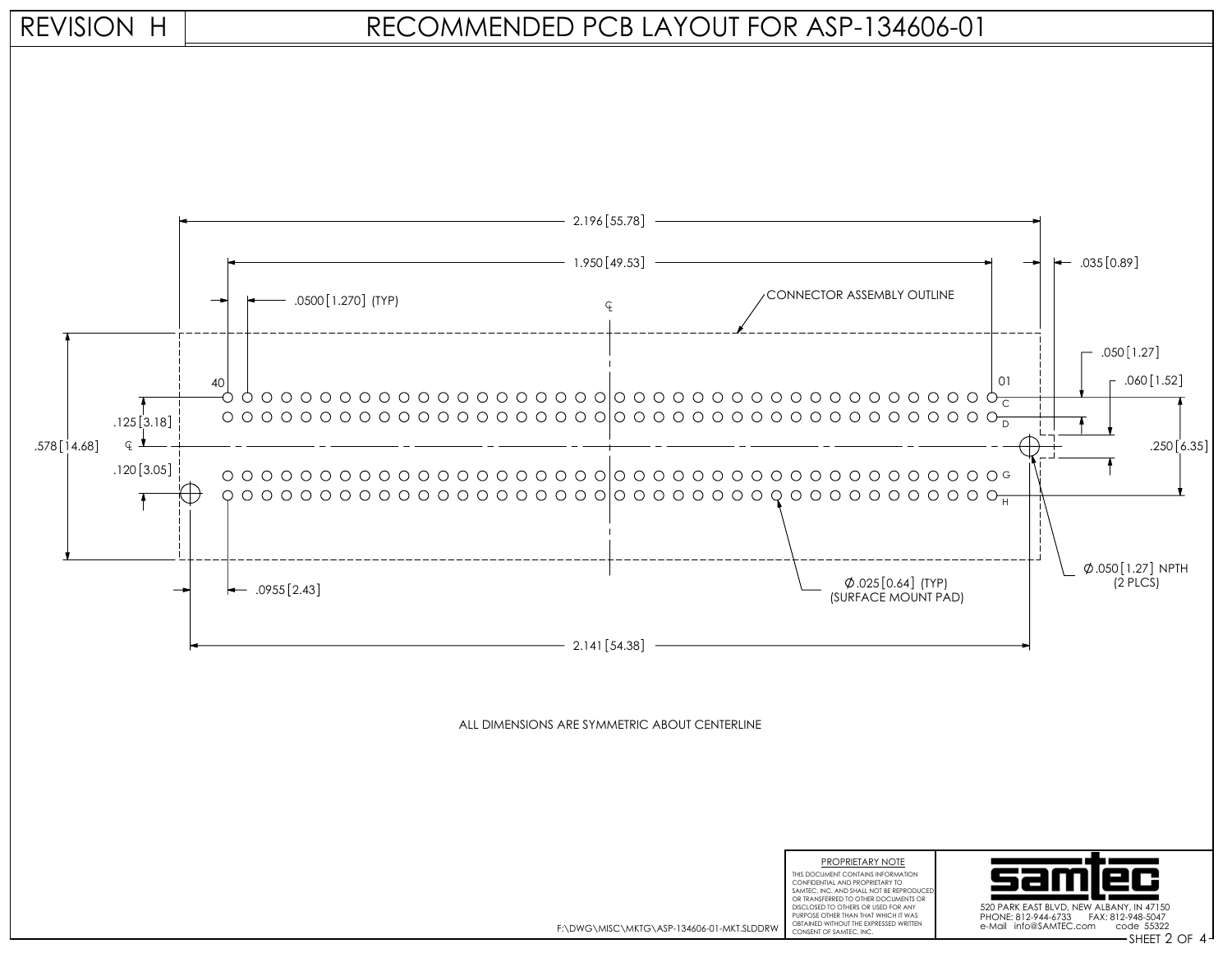# REVISION H

# RECOMMENDED PCB LAYOUT FOR ASP-134606-01

2.196 [55.78]

1.950 [49.53]

.0500 [1.270] (TYP)

CONNECTOR ASSEMBLY OUTLINE

.035 [0.89]

.050 [1.27]

.060 [1.52]

40

01

C

D

G

H

.125 [3.18]

.578 [14.68]

.120 [3.05]

.250 [6.35]

.0955 [2.43]

Ø.025 [0.64] (TYP) (SURFACE MOUNT PAD)

Ø.050 [1.27] NPTH (2 PLCS)

2.141 [54.38]

ALL DIMENSIONS ARE SYMMETRIC ABOUT CENTERLINE

F:\DWG\MISC\MKTG\ASP-134606-01-MKT.SLDDRW

PROPRIETARY NOTE

THIS DOCUMENT CONTAINS INFORMATION CONFIDENTIAL AND PROPRIETARY TO SAMTEC, INC. AND SHALL NOT BE REPRODUCED OR TRANSFERRED TO OTHER DOCUMENTS OR DISCLOSED TO OTHERS OR USED FOR ANY PURPOSE OTHER THAN THAT WHICH IT WAS OBTAINED WITHOUT THE EXPRESSED WRITTEN CONSENT OF SAMTEC, INC.

samtec

520 PARK EAST BLVD, NEW ALBANY, IN 47150
PHONE: 812-944-6733 FAX: 812-948-5047
e-Mail info@SAMTEC.com code 55322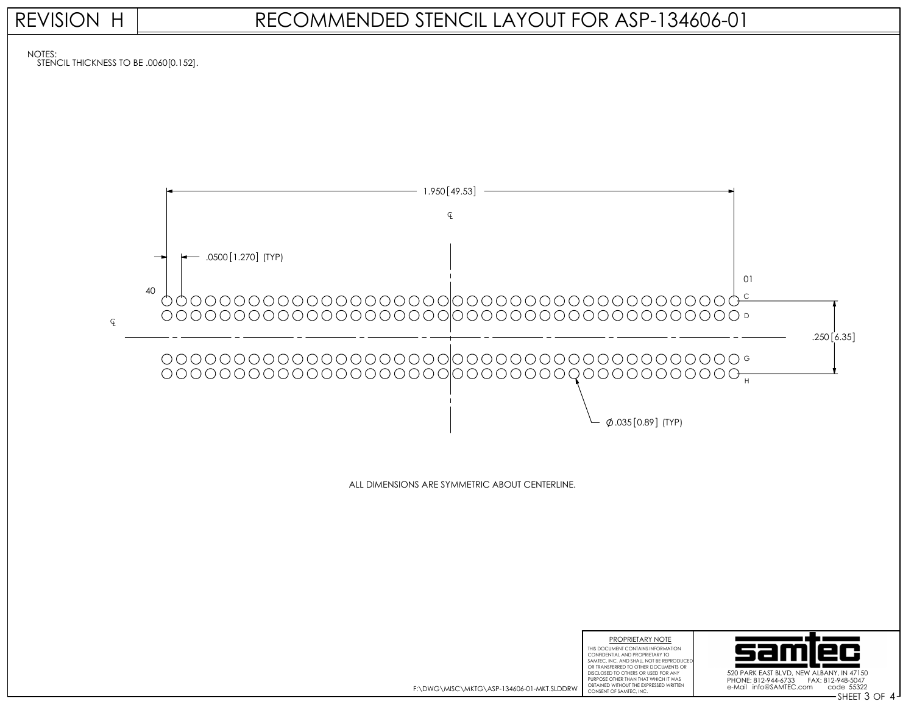# REVISION H

# RECOMMENDED STENCIL LAYOUT FOR ASP-134606-01

NOTES:
STENCIL THICKNESS TO BE .0060[0.152].

1.950 [49.53]

℄

.0500 [1.270] (TYP)

40

01

C

D

G

H

℄

.250 [6.35]

∅.035 [0.89] (TYP)

ALL DIMENSIONS ARE SYMMETRIC ABOUT CENTERLINE.

F:\DWG\MISC\MKTG\ASP-134606-01-MKT.SLDDRW

PROPRIETARY NOTE

THIS DOCUMENT CONTAINS INFORMATION CONFIDENTIAL AND PROPRIETARY TO SAMTEC, INC. AND SHALL NOT BE REPRODUCED OR TRANSFERRED TO OTHER DOCUMENTS OR DISCLOSED TO OTHERS OR USED FOR ANY PURPOSE OTHER THAN THAT WHICH IT WAS OBTAINED WITHOUT THE EXPRESSED WRITTEN CONSENT OF SAMTEC, INC.

samtec

520 PARK EAST BLVD, NEW ALBANY, IN 47150
PHONE: 812-944-6733 FAX: 812-948-5047
e-Mail info@SAMTEC.com code 55322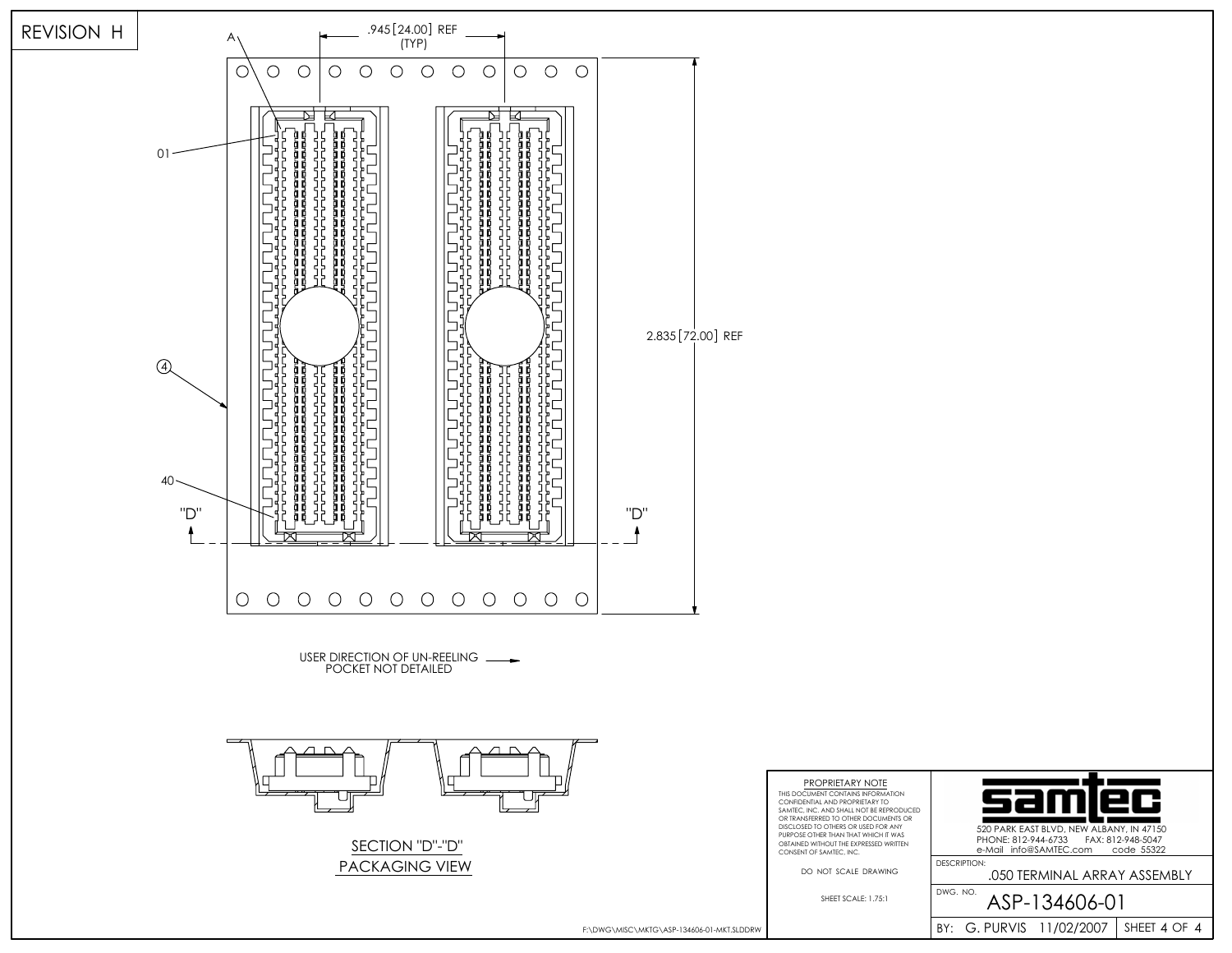REVISION H

.945 [24.00] REF (TYP)

A

01

4

40

"D"

"D"

2.835 [72.00] REF

USER DIRECTION OF UN-REELING ⟶
POCKET NOT DETAILED

SECTION "D"-"D"
PACKAGING VIEW

PROPRIETARY NOTE
THIS DOCUMENT CONTAINS INFORMATION CONFIDENTIAL AND PROPRIETARY TO SAMTEC, INC. AND SHALL NOT BE REPRODUCED OR TRANSFERRED TO OTHER DOCUMENTS OR DISCLOSED TO OTHERS OR USED FOR ANY PURPOSE OTHER THAN THAT WHICH IT WAS OBTAINED WITHOUT THE EXPRESSED WRITTEN CONSENT OF SAMTEC, INC.

DO NOT SCALE DRAWING

SHEET SCALE: 1.75:1

samtec
520 PARK EAST BLVD, NEW ALBANY, IN 47150
PHONE: 812-944-6733 FAX: 812-948-5047
e-Mail info@SAMTEC.com code 55322

DESCRIPTION: .050 TERMINAL ARRAY ASSEMBLY

DWG. NO. ASP-134606-01

BY: G. PURVIS 11/02/2007

F:\DWG\MISC\MKTG\ASP-134606-01-MKT.SLDDRW